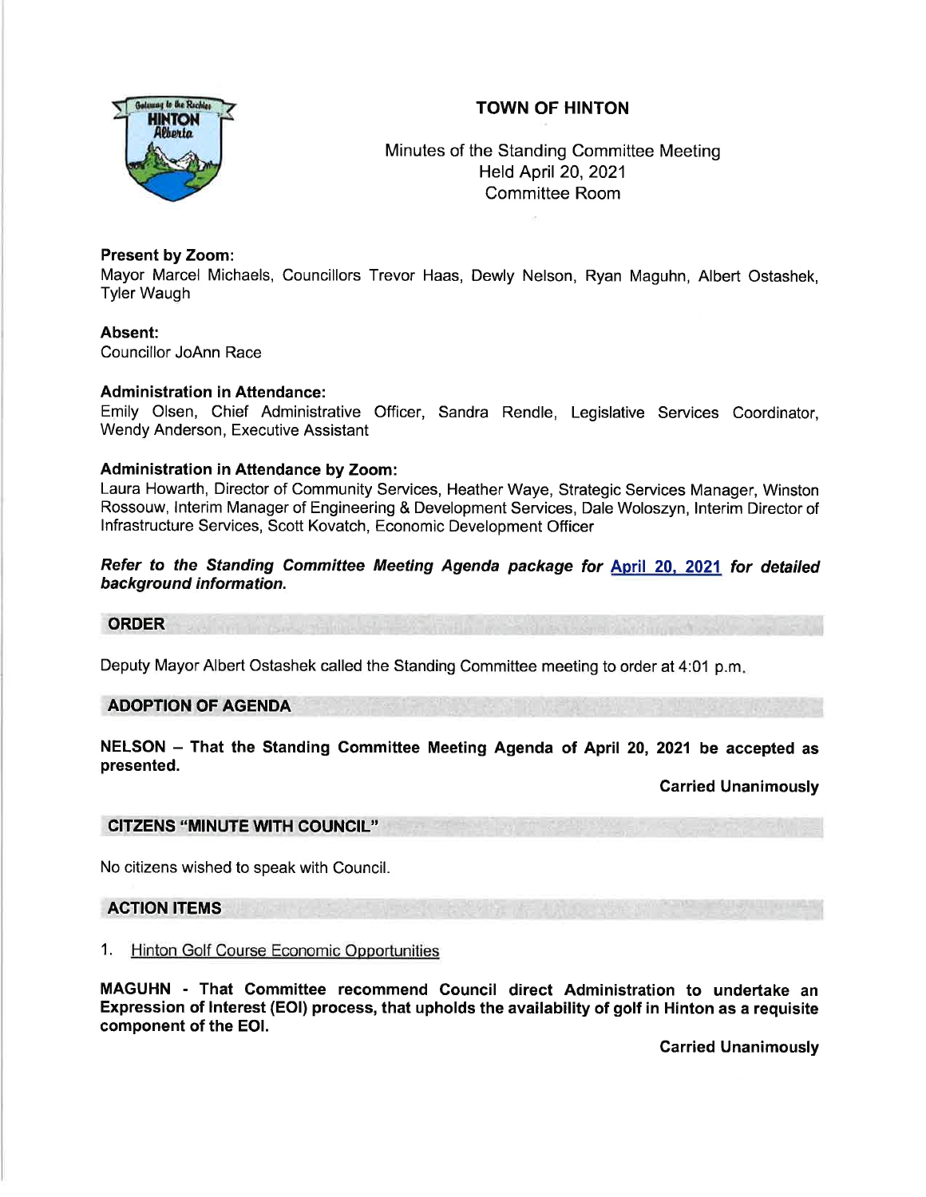# TOWN OF HINTON

Minutes of the Standing Committee Meeting
Held April 20, 2021
Committee Room

**Present by Zoom:**
Mayor Marcel Michaels, Councillors Trevor Haas, Dewly Nelson, Ryan Maguhn, Albert Ostashek, Tyler Waugh

**Absent:**
Councillor JoAnn Race

**Administration in Attendance:**
Emily Olsen, Chief Administrative Officer, Sandra Rendle, Legislative Services Coordinator, Wendy Anderson, Executive Assistant

**Administration in Attendance by Zoom:**
Laura Howarth, Director of Community Services, Heather Waye, Strategic Services Manager, Winston Rossouw, Interim Manager of Engineering & Development Services, Dale Woloszyn, Interim Director of Infrastructure Services, Scott Kovatch, Economic Development Officer

***Refer to the Standing Committee Meeting Agenda package for April 20, 2021 for detailed background information.***

## ORDER

Deputy Mayor Albert Ostashek called the Standing Committee meeting to order at 4:01 p.m.

## ADOPTION OF AGENDA

**NELSON – That the Standing Committee Meeting Agenda of April 20, 2021 be accepted as presented.**

**Carried Unanimously**

## CITIZENS "MINUTE WITH COUNCIL"

No citizens wished to speak with Council.

## ACTION ITEMS

1. Hinton Golf Course Economic Opportunities

**MAGUHN - That Committee recommend Council direct Administration to undertake an Expression of Interest (EOI) process, that upholds the availability of golf in Hinton as a requisite component of the EOI.**

**Carried Unanimously**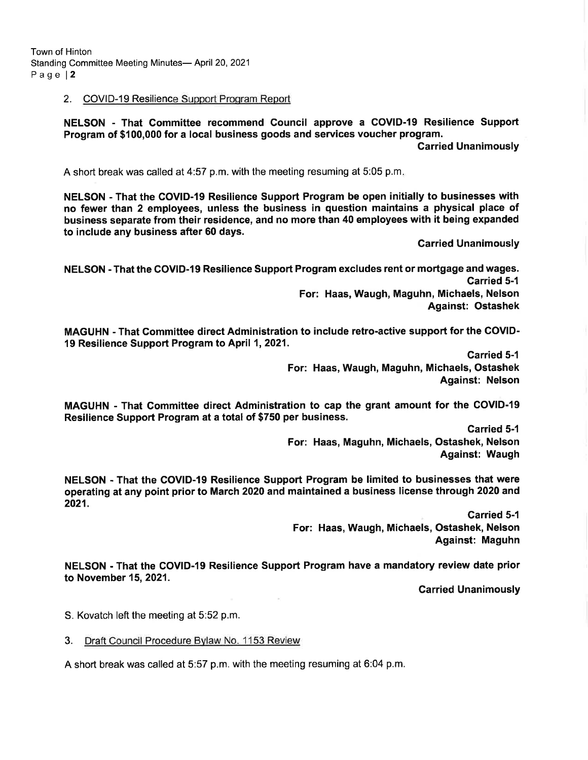2. COVID-19 Resilience Support Program Report

**NELSON - That Committee recommend Council approve a COVID-19 Resilience Support Program of $100,000 for a local business goods and services voucher program.**

**Carried Unanimously**

A short break was called at 4:57 p.m. with the meeting resuming at 5:05 p.m.

**NELSON - That the COVID-19 Resilience Support Program be open initially to businesses with no fewer than 2 employees, unless the business in question maintains a physical place of business separate from their residence, and no more than 40 employees with it being expanded to include any business after 60 days.**

**Carried Unanimously**

**NELSON - That the COVID-19 Resilience Support Program excludes rent or mortgage and wages.**

**Carried 5-1**
**For: Haas, Waugh, Maguhn, Michaels, Nelson**
**Against: Ostashek**

**MAGUHN - That Committee direct Administration to include retro-active support for the COVID-19 Resilience Support Program to April 1, 2021.**

**Carried 5-1**
**For: Haas, Waugh, Maguhn, Michaels, Ostashek**
**Against: Nelson**

**MAGUHN - That Committee direct Administration to cap the grant amount for the COVID-19 Resilience Support Program at a total of $750 per business.**

**Carried 5-1**
**For: Haas, Maguhn, Michaels, Ostashek, Nelson**
**Against: Waugh**

**NELSON - That the COVID-19 Resilience Support Program be limited to businesses that were operating at any point prior to March 2020 and maintained a business license through 2020 and 2021.**

**Carried 5-1**
**For: Haas, Waugh, Michaels, Ostashek, Nelson**
**Against: Maguhn**

**NELSON - That the COVID-19 Resilience Support Program have a mandatory review date prior to November 15, 2021.**

**Carried Unanimously**

S. Kovatch left the meeting at 5:52 p.m.

3. Draft Council Procedure Bylaw No. 1153 Review

A short break was called at 5:57 p.m. with the meeting resuming at 6:04 p.m.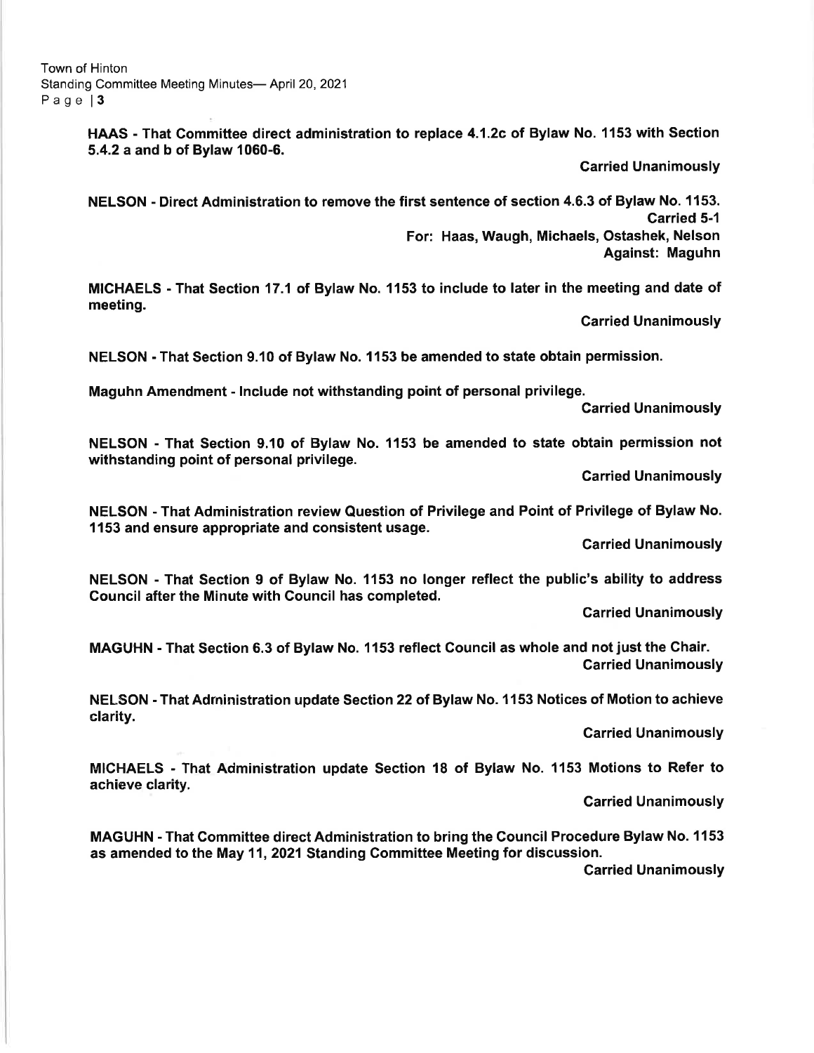**HAAS - That Committee direct administration to replace 4.1.2c of Bylaw No. 1153 with Section 5.4.2 a and b of Bylaw 1060-6.**

**Carried Unanimously**

**NELSON - Direct Administration to remove the first sentence of section 4.6.3 of Bylaw No. 1153.**

**Carried 5-1**

**For: Haas, Waugh, Michaels, Ostashek, Nelson**

**Against: Maguhn**

**MICHAELS - That Section 17.1 of Bylaw No. 1153 to include to later in the meeting and date of meeting.**

**Carried Unanimously**

**NELSON - That Section 9.10 of Bylaw No. 1153 be amended to state obtain permission.**

**Maguhn Amendment - Include not withstanding point of personal privilege.**

**Carried Unanimously**

**NELSON - That Section 9.10 of Bylaw No. 1153 be amended to state obtain permission not withstanding point of personal privilege.**

**Carried Unanimously**

**NELSON - That Administration review Question of Privilege and Point of Privilege of Bylaw No. 1153 and ensure appropriate and consistent usage.**

**Carried Unanimously**

**NELSON - That Section 9 of Bylaw No. 1153 no longer reflect the public's ability to address Council after the Minute with Council has completed.**

**Carried Unanimously**

**MAGUHN - That Section 6.3 of Bylaw No. 1153 reflect Council as whole and not just the Chair.**

**Carried Unanimously**

**NELSON - That Administration update Section 22 of Bylaw No. 1153 Notices of Motion to achieve clarity.**

**Carried Unanimously**

**MICHAELS - That Administration update Section 18 of Bylaw No. 1153 Motions to Refer to achieve clarity.**

**Carried Unanimously**

**MAGUHN - That Committee direct Administration to bring the Council Procedure Bylaw No. 1153 as amended to the May 11, 2021 Standing Committee Meeting for discussion.**

**Carried Unanimously**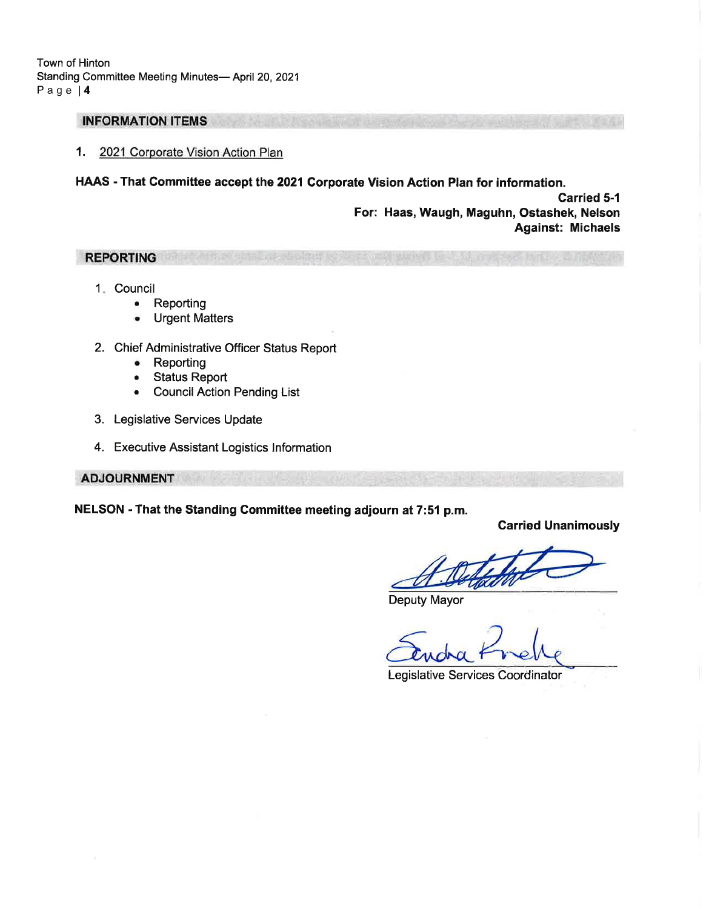## INFORMATION ITEMS

1. 2021 Corporate Vision Action Plan

**HAAS - That Committee accept the 2021 Corporate Vision Action Plan for information.**

**Carried 5-1**
**For: Haas, Waugh, Maguhn, Ostashek, Nelson**
**Against: Michaels**

## REPORTING

1. Council
   - Reporting
   - Urgent Matters

2. Chief Administrative Officer Status Report
   - Reporting
   - Status Report
   - Council Action Pending List

3. Legislative Services Update

4. Executive Assistant Logistics Information

## ADJOURNMENT

**NELSON - That the Standing Committee meeting adjourn at 7:51 p.m.**

**Carried Unanimously**

Deputy Mayor

Legislative Services Coordinator